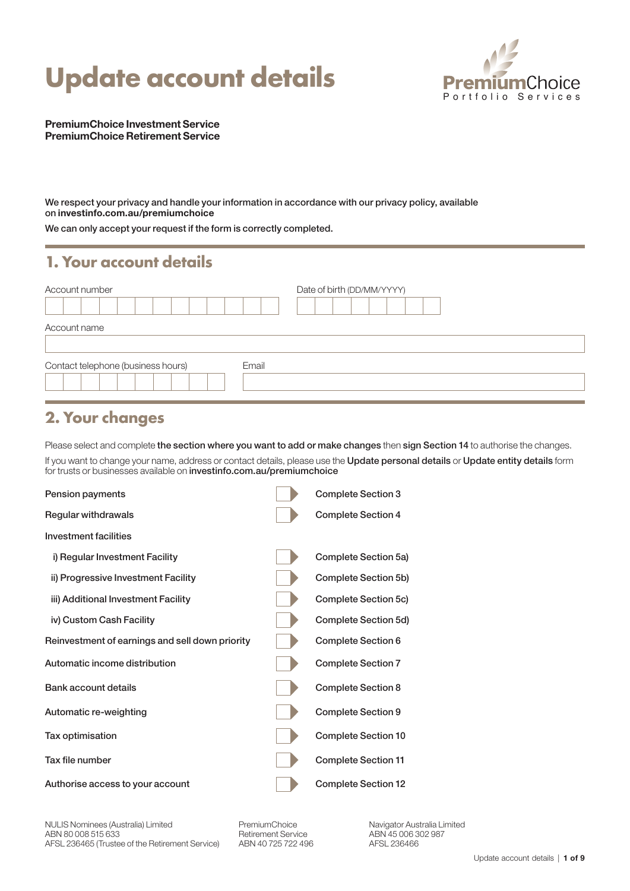# Update account details

PremiumChoice Portfolio Services

**PremiumChoice Investment Service**
**PremiumChoice Retirement Service**

We respect your privacy and handle your information in accordance with our privacy policy, available on **investinfo.com.au/premiumchoice**

We can only accept your request if the form is correctly completed.

## 1. Your account details

Account number

Date of birth (DD/MM/YYYY)

Account name

Contact telephone (business hours)

Email

## 2. Your changes

Please select and complete **the section where you want to add or make changes** then **sign Section 14** to authorise the changes.

If you want to change your name, address or contact details, please use the **Update personal details** or **Update entity details** form for trusts or businesses available on **investinfo.com.au/premiumchoice**

| | |
|---|---|
| Pension payments | Complete Section 3 |
| Regular withdrawals | Complete Section 4 |
| Investment facilities | |
| i) Regular Investment Facility | Complete Section 5a) |
| ii) Progressive Investment Facility | Complete Section 5b) |
| iii) Additional Investment Facility | Complete Section 5c) |
| iv) Custom Cash Facility | Complete Section 5d) |
| Reinvestment of earnings and sell down priority | Complete Section 6 |
| Automatic income distribution | Complete Section 7 |
| Bank account details | Complete Section 8 |
| Automatic re-weighting | Complete Section 9 |
| Tax optimisation | Complete Section 10 |
| Tax file number | Complete Section 11 |
| Authorise access to your account | Complete Section 12 |

NULIS Nominees (Australia) Limited
ABN 80 008 515 633
AFSL 236465 (Trustee of the Retirement Service)

PremiumChoice
Retirement Service
ABN 40 725 722 496

Navigator Australia Limited
ABN 45 006 302 987
AFSL 236466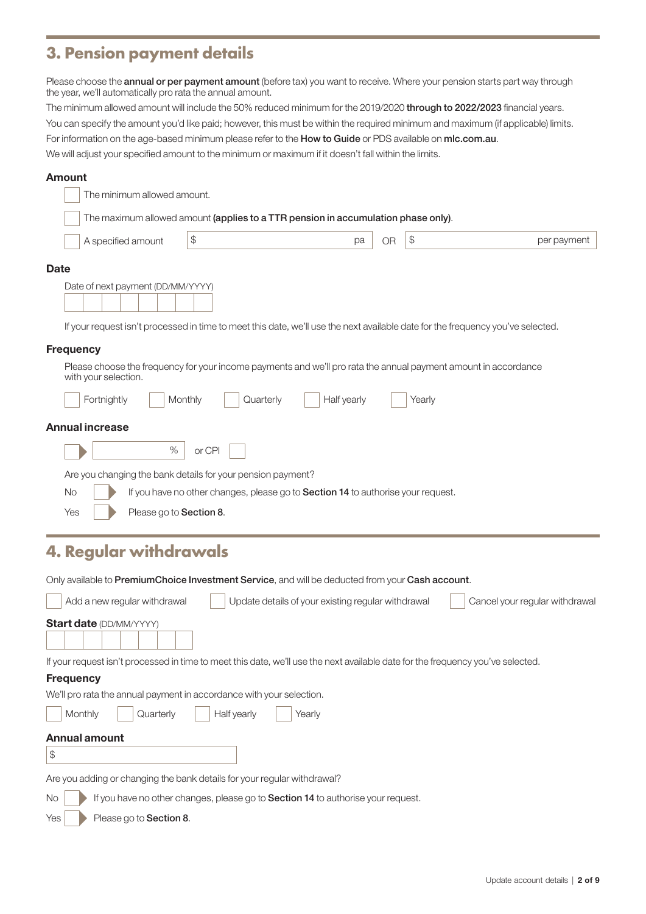## 3. Pension payment details

Please choose the **annual or per payment amount** (before tax) you want to receive. Where your pension starts part way through the year, we'll automatically pro rata the annual amount.

The minimum allowed amount will include the 50% reduced minimum for the 2019/2020 **through to 2022/2023** financial years.

You can specify the amount you'd like paid; however, this must be within the required minimum and maximum (if applicable) limits.

For information on the age-based minimum please refer to the **How to Guide** or PDS available on **mlc.com.au**.

We will adjust your specified amount to the minimum or maximum if it doesn't fall within the limits.

### Amount

☐ The minimum allowed amount.

☐ The maximum allowed amount **(applies to a TTR pension in accumulation phase only)**.

☐ A specified amount $ ______ pa OR $ ______ per payment

### Date

Date of next payment (DD/MM/YYYY)

☐☐/☐☐/☐☐☐☐

If your request isn't processed in time to meet this date, we'll use the next available date for the frequency you've selected.

### Frequency

Please choose the frequency for your income payments and we'll pro rata the annual payment amount in accordance with your selection.

☐ Fortnightly ☐ Monthly ☐ Quarterly ☐ Half yearly ☐ Yearly

### Annual increase

☐ ______ % or CPI ☐

Are you changing the bank details for your pension payment?

No ☐ If you have no other changes, please go to **Section 14** to authorise your request.

Yes ☐ Please go to **Section 8**.

## 4. Regular withdrawals

Only available to **PremiumChoice Investment Service**, and will be deducted from your **Cash account**.

☐ Add a new regular withdrawal ☐ Update details of your existing regular withdrawal ☐ Cancel your regular withdrawal

**Start date** (DD/MM/YYYY)

☐☐/☐☐/☐☐☐☐

If your request isn't processed in time to meet this date, we'll use the next available date for the frequency you've selected.

### Frequency

We'll pro rata the annual payment in accordance with your selection.

☐ Monthly ☐ Quarterly ☐ Half yearly ☐ Yearly

### Annual amount

$ ______

Are you adding or changing the bank details for your regular withdrawal?

No ☐ If you have no other changes, please go to **Section 14** to authorise your request.

Yes ☐ Please go to **Section 8**.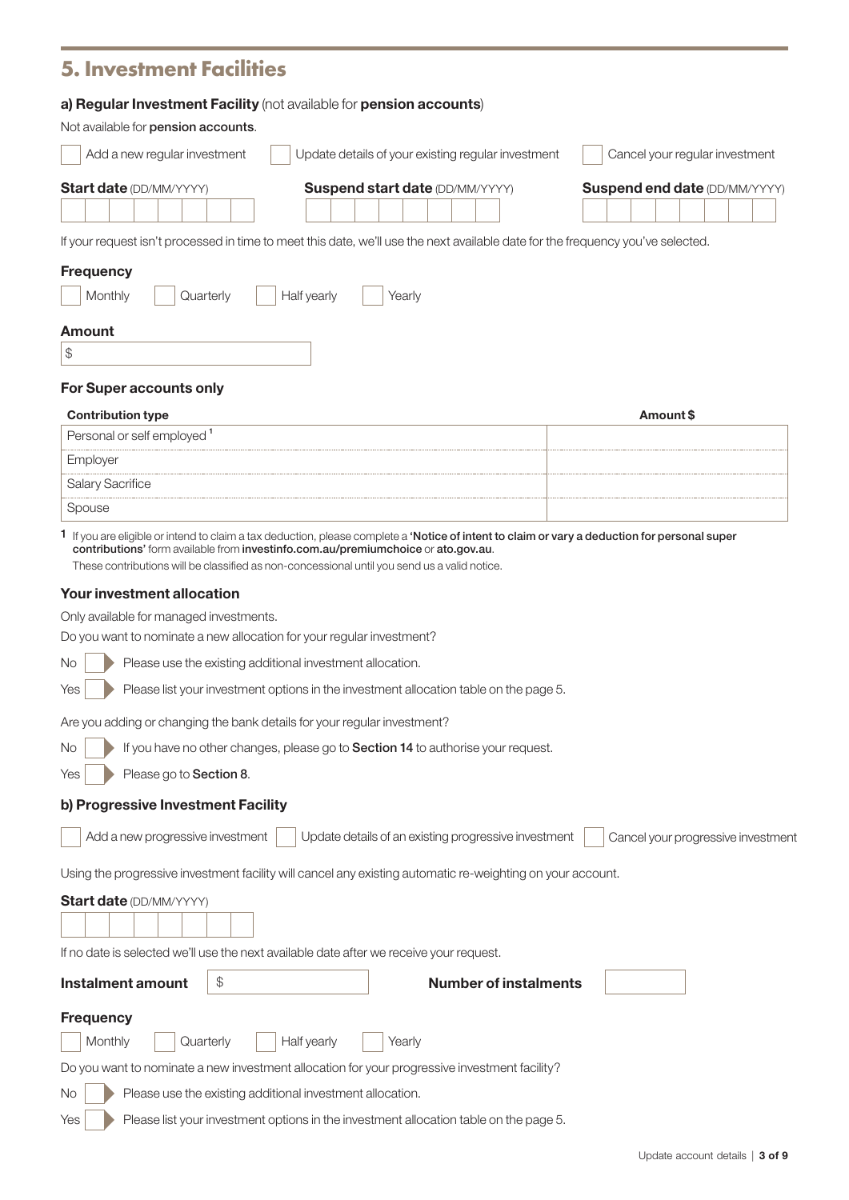## 5. Investment Facilities

### a) Regular Investment Facility (not available for **pension accounts**)

Not available for **pension accounts**.

☐ Add a new regular investment ☐ Update details of your existing regular investment ☐ Cancel your regular investment

**Start date** (DD/MM/YYYY) **Suspend start date** (DD/MM/YYYY) **Suspend end date** (DD/MM/YYYY)

If your request isn't processed in time to meet this date, we'll use the next available date for the frequency you've selected.

**Frequency**

☐ Monthly ☐ Quarterly ☐ Half yearly ☐ Yearly

**Amount**

$

**For Super accounts only**

| Contribution type | Amount $ |
|---|---|
| Personal or self employed [1] | |
| Employer | |
| Salary Sacrifice | |
| Spouse | |

[1] If you are eligible or intend to claim a tax deduction, please complete a **'Notice of intent to claim or vary a deduction for personal super contributions'** form available from **investinfo.com.au/premiumchoice** or **ato.gov.au**.
These contributions will be classified as non-concessional until you send us a valid notice.

**Your investment allocation**

Only available for managed investments.

Do you want to nominate a new allocation for your regular investment?

No ☐ Please use the existing additional investment allocation.

Yes ☐ Please list your investment options in the investment allocation table on the page 5.

Are you adding or changing the bank details for your regular investment?

No ☐ If you have no other changes, please go to **Section 14** to authorise your request.

Yes ☐ Please go to **Section 8**.

### b) Progressive Investment Facility

☐ Add a new progressive investment ☐ Update details of an existing progressive investment ☐ Cancel your progressive investment

Using the progressive investment facility will cancel any existing automatic re-weighting on your account.

**Start date** (DD/MM/YYYY)

If no date is selected we'll use the next available date after we receive your request.

**Instalment amount** $ **Number of instalments**

**Frequency**

☐ Monthly ☐ Quarterly ☐ Half yearly ☐ Yearly

Do you want to nominate a new investment allocation for your progressive investment facility?

No ☐ Please use the existing additional investment allocation.

Yes ☐ Please list your investment options in the investment allocation table on the page 5.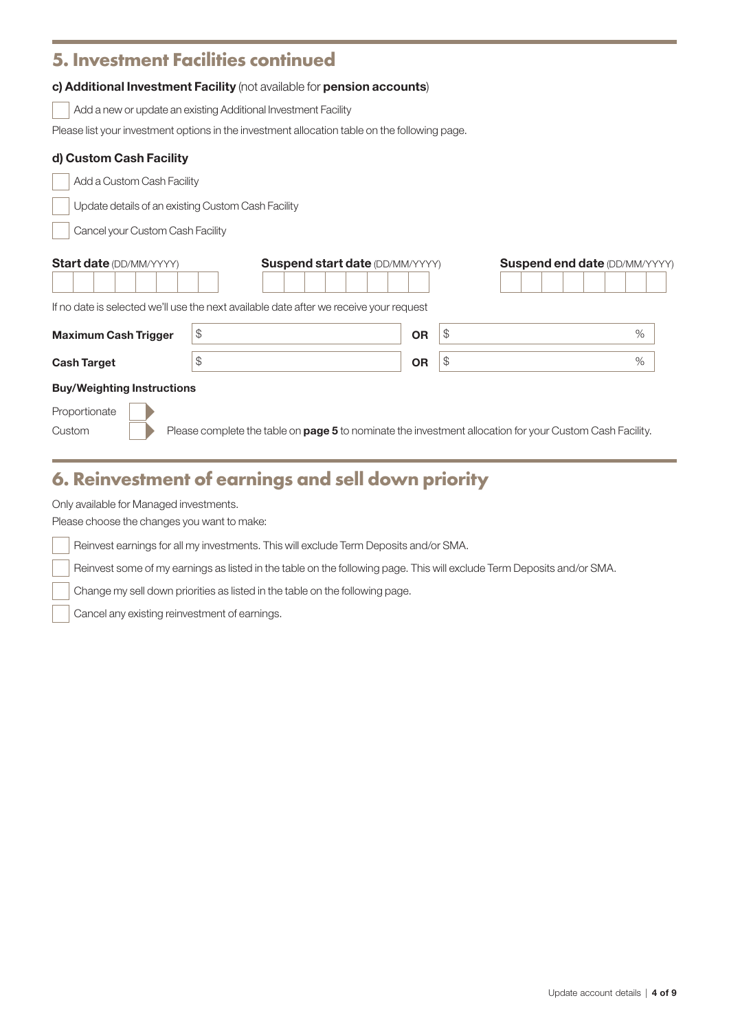## 5. Investment Facilities continued

### c) Additional Investment Facility (not available for **pension accounts**)

☐ Add a new or update an existing Additional Investment Facility

Please list your investment options in the investment allocation table on the following page.

### d) Custom Cash Facility

☐ Add a Custom Cash Facility

☐ Update details of an existing Custom Cash Facility

☐ Cancel your Custom Cash Facility

**Start date** (DD/MM/YYYY) ______ **Suspend start date** (DD/MM/YYYY) ______ **Suspend end date** (DD/MM/YYYY) ______

If no date is selected we'll use the next available date after we receive your request

| | | | |
|---|---|---|---|
| **Maximum Cash Trigger** | $ | **OR** | $ % |
| **Cash Target** | $ | **OR** | $ % |

**Buy/Weighting Instructions**

Proportionate ☐

Custom ☐ Please complete the table on **page 5** to nominate the investment allocation for your Custom Cash Facility.

## 6. Reinvestment of earnings and sell down priority

Only available for Managed investments.

Please choose the changes you want to make:

☐ Reinvest earnings for all my investments. This will exclude Term Deposits and/or SMA.

☐ Reinvest some of my earnings as listed in the table on the following page. This will exclude Term Deposits and/or SMA.

☐ Change my sell down priorities as listed in the table on the following page.

☐ Cancel any existing reinvestment of earnings.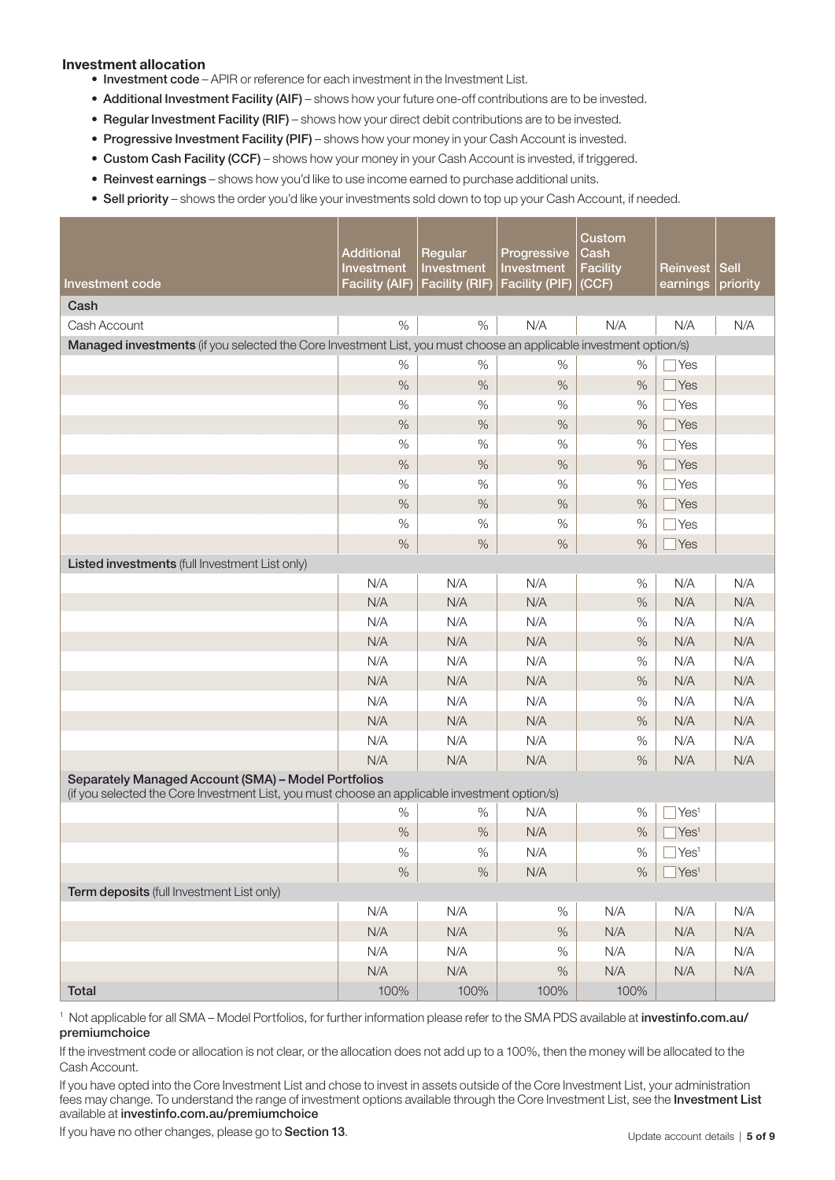### Investment allocation

- **Investment code** – APIR or reference for each investment in the Investment List.
- **Additional Investment Facility (AIF)** – shows how your future one-off contributions are to be invested.
- **Regular Investment Facility (RIF)** – shows how your direct debit contributions are to be invested.
- **Progressive Investment Facility (PIF)** – shows how your money in your Cash Account is invested.
- **Custom Cash Facility (CCF)** – shows how your money in your Cash Account is invested, if triggered.
- **Reinvest earnings** – shows how you'd like to use income earned to purchase additional units.
- **Sell priority** – shows the order you'd like your investments sold down to top up your Cash Account, if needed.

| Investment code | Additional Investment Facility (AIF) | Regular Investment Facility (RIF) | Progressive Investment Facility (PIF) | Custom Cash Facility (CCF) | Reinvest earnings | Sell priority |
|---|---|---|---|---|---|---|
| **Cash** | | | | | | |
| Cash Account | % | % | N/A | N/A | N/A | N/A |
| **Managed investments** (if you selected the Core Investment List, you must choose an applicable investment option/s) | | | | | | |
| | % | % | % | % | ☐ Yes | |
| | % | % | % | % | ☐ Yes | |
| | % | % | % | % | ☐ Yes | |
| | % | % | % | % | ☐ Yes | |
| | % | % | % | % | ☐ Yes | |
| | % | % | % | % | ☐ Yes | |
| | % | % | % | % | ☐ Yes | |
| | % | % | % | % | ☐ Yes | |
| | % | % | % | % | ☐ Yes | |
| | % | % | % | % | ☐ Yes | |
| **Listed investments** (full Investment List only) | | | | | | |
| | N/A | N/A | N/A | % | N/A | N/A |
| | N/A | N/A | N/A | % | N/A | N/A |
| | N/A | N/A | N/A | % | N/A | N/A |
| | N/A | N/A | N/A | % | N/A | N/A |
| | N/A | N/A | N/A | % | N/A | N/A |
| | N/A | N/A | N/A | % | N/A | N/A |
| | N/A | N/A | N/A | % | N/A | N/A |
| | N/A | N/A | N/A | % | N/A | N/A |
| | N/A | N/A | N/A | % | N/A | N/A |
| | N/A | N/A | N/A | % | N/A | N/A |
| **Separately Managed Account (SMA) – Model Portfolios** (if you selected the Core Investment List, you must choose an applicable investment option/s) | | | | | | |
| | % | % | N/A | % | ☐ Yes[1] | |
| | % | % | N/A | % | ☐ Yes[1] | |
| | % | % | N/A | % | ☐ Yes[1] | |
| | % | % | N/A | % | ☐ Yes[1] | |
| **Term deposits** (full Investment List only) | | | | | | |
| | N/A | N/A | % | N/A | N/A | N/A |
| | N/A | N/A | % | N/A | N/A | N/A |
| | N/A | N/A | % | N/A | N/A | N/A |
| | N/A | N/A | % | N/A | N/A | N/A |
| **Total** | 100% | 100% | 100% | 100% | | |

[1] Not applicable for all SMA – Model Portfolios, for further information please refer to the SMA PDS available at **investinfo.com.au/premiumchoice**

If the investment code or allocation is not clear, or the allocation does not add up to a 100%, then the money will be allocated to the Cash Account.

If you have opted into the Core Investment List and chose to invest in assets outside of the Core Investment List, your administration fees may change. To understand the range of investment options available through the Core Investment List, see the **Investment List** available at **investinfo.com.au/premiumchoice**

If you have no other changes, please go to **Section 13**.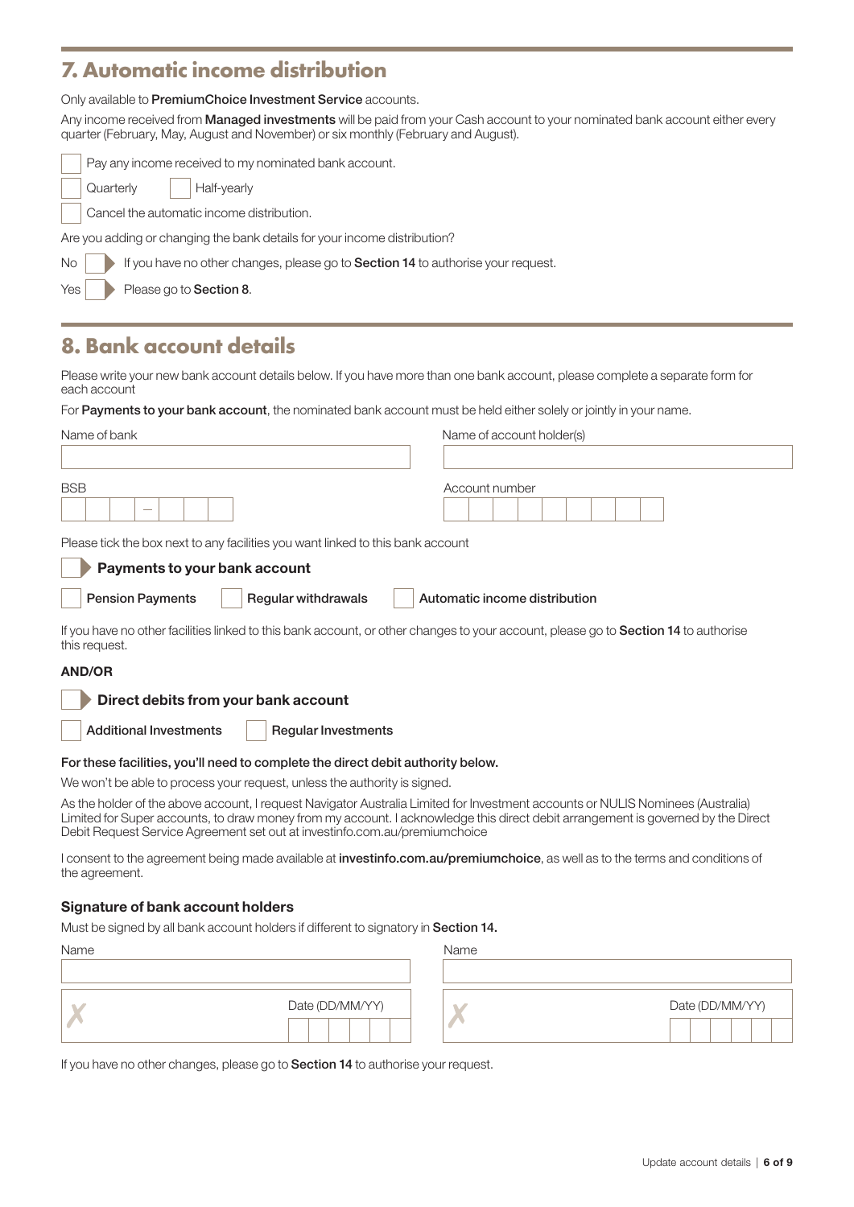## 7. Automatic income distribution

Only available to **PremiumChoice Investment Service** accounts.

Any income received from **Managed investments** will be paid from your Cash account to your nominated bank account either every quarter (February, May, August and November) or six monthly (February and August).

☐ Pay any income received to my nominated bank account.

☐ Quarterly ☐ Half-yearly

☐ Cancel the automatic income distribution.

Are you adding or changing the bank details for your income distribution?

No ☐ If you have no other changes, please go to **Section 14** to authorise your request.

Yes ☐ Please go to **Section 8**.

## 8. Bank account details

Please write your new bank account details below. If you have more than one bank account, please complete a separate form for each account

For **Payments to your bank account**, the nominated bank account must be held either solely or jointly in your name.

Name of bank

Name of account holder(s)

BSB ☐☐☐ – ☐☐☐

Account number ☐☐☐☐☐☐☐☐☐

Please tick the box next to any facilities you want linked to this bank account

☐ **Payments to your bank account**

☐ **Pension Payments** ☐ **Regular withdrawals** ☐ **Automatic income distribution**

If you have no other facilities linked to this bank account, or other changes to your account, please go to **Section 14** to authorise this request.

**AND/OR**

☐ **Direct debits from your bank account**

☐ **Additional Investments** ☐ **Regular Investments**

**For these facilities, you'll need to complete the direct debit authority below.**

We won't be able to process your request, unless the authority is signed.

As the holder of the above account, I request Navigator Australia Limited for Investment accounts or NULIS Nominees (Australia) Limited for Super accounts, to draw money from my account. I acknowledge this direct debit arrangement is governed by the Direct Debit Request Service Agreement set out at investinfo.com.au/premiumchoice

I consent to the agreement being made available at **investinfo.com.au/premiumchoice**, as well as to the terms and conditions of the agreement.

### Signature of bank account holders

Must be signed by all bank account holders if different to signatory in **Section 14.**

| Name | Name |
|---|---|
| ✗ Date (DD/MM/YY) | ✗ Date (DD/MM/YY) |

If you have no other changes, please go to **Section 14** to authorise your request.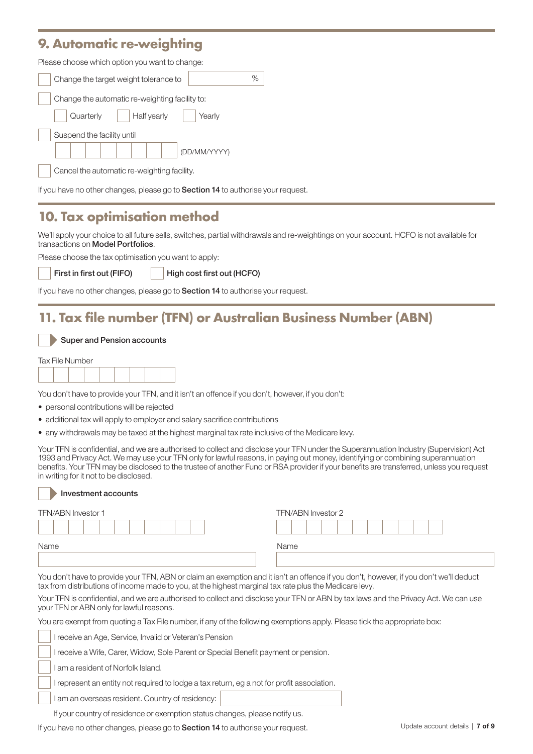## 9. Automatic re-weighting

Please choose which option you want to change:

- [ ] Change the target weight tolerance to ______ %
- [ ] Change the automatic re-weighting facility to:
  - [ ] Quarterly
  - [ ] Half yearly
  - [ ] Yearly
- [ ] Suspend the facility until ______ (DD/MM/YYYY)
- [ ] Cancel the automatic re-weighting facility.

If you have no other changes, please go to **Section 14** to authorise your request.

## 10. Tax optimisation method

We'll apply your choice to all future sells, switches, partial withdrawals and re-weightings on your account. HCFO is not available for transactions on **Model Portfolios**.

Please choose the tax optimisation you want to apply:

- [ ] **First in first out (FIFO)**
- [ ] **High cost first out (HCFO)**

If you have no other changes, please go to **Section 14** to authorise your request.

## 11. Tax file number (TFN) or Australian Business Number (ABN)

- [ ] **Super and Pension accounts**

Tax File Number

______

You don't have to provide your TFN, and it isn't an offence if you don't, however, if you don't:

- personal contributions will be rejected
- additional tax will apply to employer and salary sacrifice contributions
- any withdrawals may be taxed at the highest marginal tax rate inclusive of the Medicare levy.

Your TFN is confidential, and we are authorised to collect and disclose your TFN under the Superannuation Industry (Supervision) Act 1993 and Privacy Act. We may use your TFN only for lawful reasons, in paying out money, identifying or combining superannuation benefits. Your TFN may be disclosed to the trustee of another Fund or RSA provider if your benefits are transferred, unless you request in writing for it not to be disclosed.

- [ ] **Investment accounts**

TFN/ABN Investor 1

______

Name

______

TFN/ABN Investor 2

______

Name

______

You don't have to provide your TFN, ABN or claim an exemption and it isn't an offence if you don't, however, if you don't we'll deduct tax from distributions of income made to you, at the highest marginal tax rate plus the Medicare levy.

Your TFN is confidential, and we are authorised to collect and disclose your TFN or ABN by tax laws and the Privacy Act. We can use your TFN or ABN only for lawful reasons.

You are exempt from quoting a Tax File number, if any of the following exemptions apply. Please tick the appropriate box:

- [ ] I receive an Age, Service, Invalid or Veteran's Pension
- [ ] I receive a Wife, Carer, Widow, Sole Parent or Special Benefit payment or pension.
- [ ] I am a resident of Norfolk Island.
- [ ] I represent an entity not required to lodge a tax return, eg a not for profit association.
- [ ] I am an overseas resident. Country of residency: ______

If your country of residence or exemption status changes, please notify us.

If you have no other changes, please go to **Section 14** to authorise your request.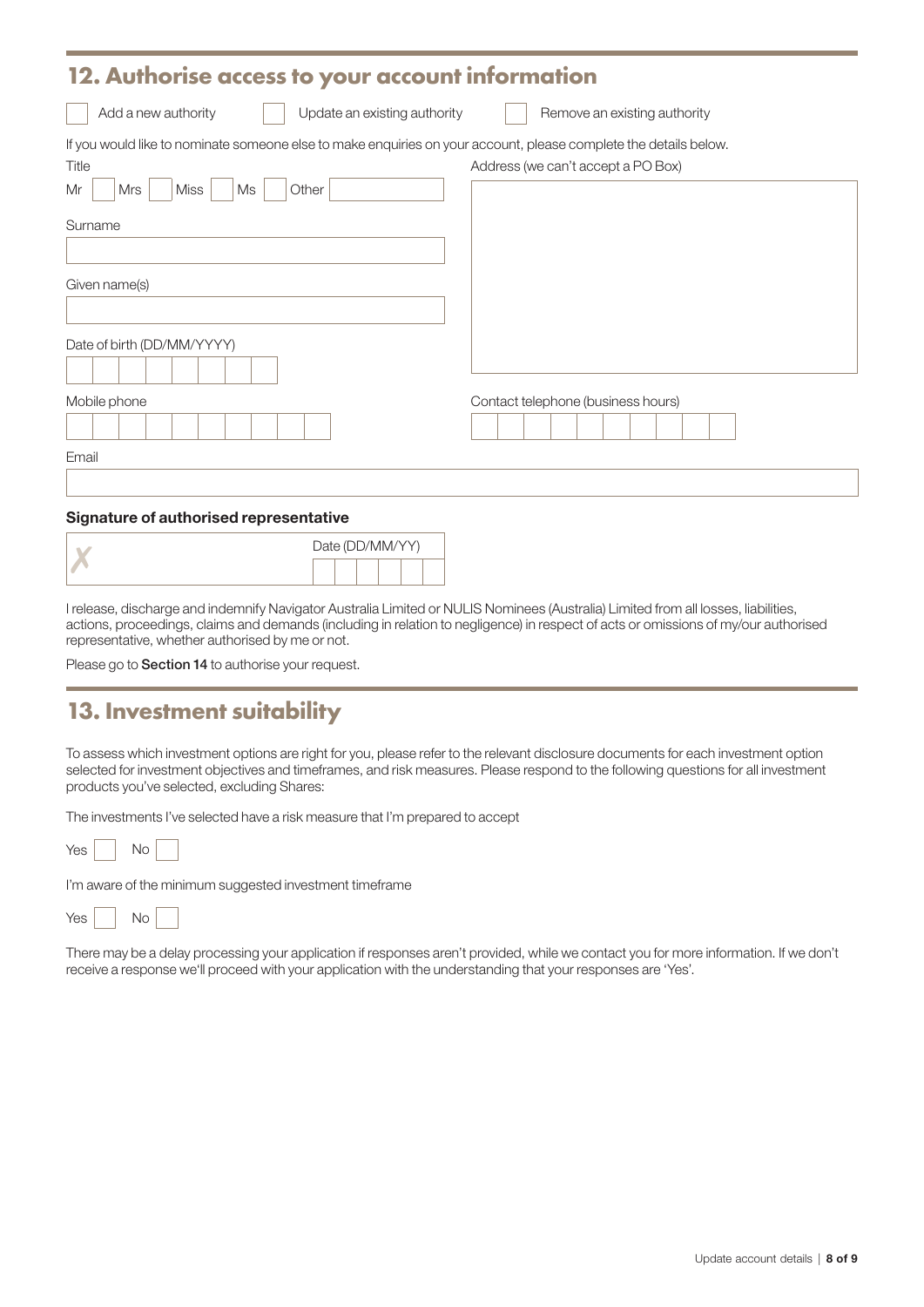## 12. Authorise access to your account information

☐ Add a new authority ☐ Update an existing authority ☐ Remove an existing authority

If you would like to nominate someone else to make enquiries on your account, please complete the details below.

Title

Mr ☐ Mrs ☐ Miss ☐ Ms ☐ Other ____________

Surname

Given name(s)

Date of birth (DD/MM/YYYY)

Address (we can't accept a PO Box)

Mobile phone

Contact telephone (business hours)

Email

**Signature of authorised representative**

✗ Date (DD/MM/YY)

I release, discharge and indemnify Navigator Australia Limited or NULIS Nominees (Australia) Limited from all losses, liabilities, actions, proceedings, claims and demands (including in relation to negligence) in respect of acts or omissions of my/our authorised representative, whether authorised by me or not.

Please go to **Section 14** to authorise your request.

## 13. Investment suitability

To assess which investment options are right for you, please refer to the relevant disclosure documents for each investment option selected for investment objectives and timeframes, and risk measures. Please respond to the following questions for all investment products you've selected, excluding Shares:

The investments I've selected have a risk measure that I'm prepared to accept

Yes ☐ No ☐

I'm aware of the minimum suggested investment timeframe

Yes ☐ No ☐

There may be a delay processing your application if responses aren't provided, while we contact you for more information. If we don't receive a response we'll proceed with your application with the understanding that your responses are 'Yes'.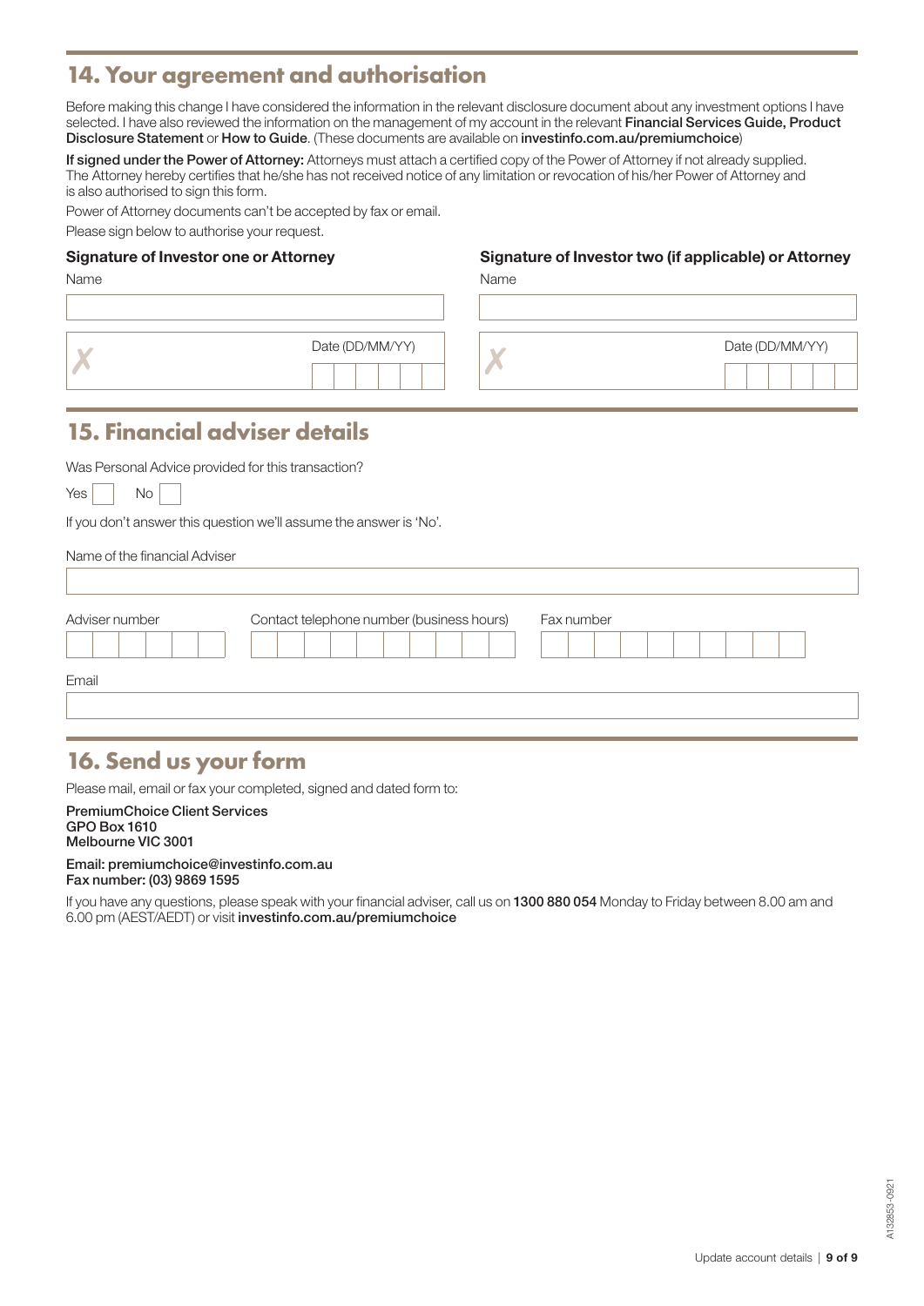## 14. Your agreement and authorisation

Before making this change I have considered the information in the relevant disclosure document about any investment options I have selected. I have also reviewed the information on the management of my account in the relevant **Financial Services Guide, Product Disclosure Statement** or **How to Guide**. (These documents are available on **investinfo.com.au/premiumchoice**)

**If signed under the Power of Attorney:** Attorneys must attach a certified copy of the Power of Attorney if not already supplied. The Attorney hereby certifies that he/she has not received notice of any limitation or revocation of his/her Power of Attorney and is also authorised to sign this form.

Power of Attorney documents can't be accepted by fax or email.

Please sign below to authorise your request.

**Signature of Investor one or Attorney**

Name

✗ Date (DD/MM/YY)

**Signature of Investor two (if applicable) or Attorney**

Name

✗ Date (DD/MM/YY)

## 15. Financial adviser details

Was Personal Advice provided for this transaction?

Yes ☐ No ☐

If you don't answer this question we'll assume the answer is 'No'.

Name of the financial Adviser

Adviser number

Contact telephone number (business hours)

Fax number

Email

## 16. Send us your form

Please mail, email or fax your completed, signed and dated form to:

**PremiumChoice Client Services**
**GPO Box 1610**
**Melbourne VIC 3001**

**Email: premiumchoice@investinfo.com.au**
**Fax number: (03) 9869 1595**

If you have any questions, please speak with your financial adviser, call us on **1300 880 054** Monday to Friday between 8.00 am and 6.00 pm (AEST/AEDT) or visit **investinfo.com.au/premiumchoice**

A132853-0921